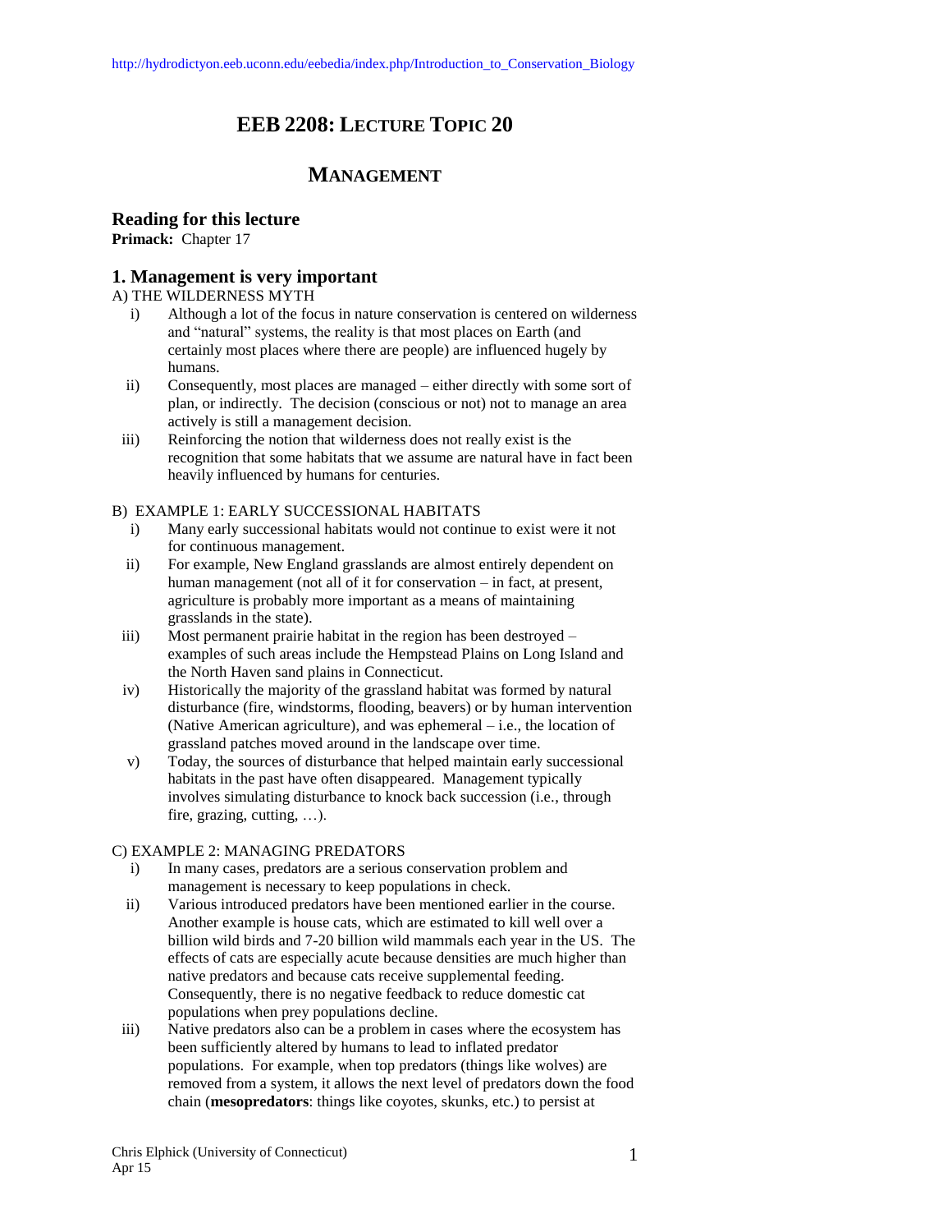http://hydrodictyon.eeb.uconn.edu/eebedia/index.php/Introduction_to_Conservation_Biology

# EEB 2208: LECTURE TOPIC 20

## MANAGEMENT

### Reading for this lecture

**Primack:** Chapter 17

### 1. Management is very important

A) THE WILDERNESS MYTH

i) Although a lot of the focus in nature conservation is centered on wilderness and "natural" systems, the reality is that most places on Earth (and certainly most places where there are people) are influenced hugely by humans.

ii) Consequently, most places are managed – either directly with some sort of plan, or indirectly. The decision (conscious or not) not to manage an area actively is still a management decision.

iii) Reinforcing the notion that wilderness does not really exist is the recognition that some habitats that we assume are natural have in fact been heavily influenced by humans for centuries.

B) EXAMPLE 1: EARLY SUCCESSIONAL HABITATS

i) Many early successional habitats would not continue to exist were it not for continuous management.

ii) For example, New England grasslands are almost entirely dependent on human management (not all of it for conservation – in fact, at present, agriculture is probably more important as a means of maintaining grasslands in the state).

iii) Most permanent prairie habitat in the region has been destroyed – examples of such areas include the Hempstead Plains on Long Island and the North Haven sand plains in Connecticut.

iv) Historically the majority of the grassland habitat was formed by natural disturbance (fire, windstorms, flooding, beavers) or by human intervention (Native American agriculture), and was ephemeral – i.e., the location of grassland patches moved around in the landscape over time.

v) Today, the sources of disturbance that helped maintain early successional habitats in the past have often disappeared. Management typically involves simulating disturbance to knock back succession (i.e., through fire, grazing, cutting, …).

C) EXAMPLE 2: MANAGING PREDATORS

i) In many cases, predators are a serious conservation problem and management is necessary to keep populations in check.

ii) Various introduced predators have been mentioned earlier in the course. Another example is house cats, which are estimated to kill well over a billion wild birds and 7-20 billion wild mammals each year in the US. The effects of cats are especially acute because densities are much higher than native predators and because cats receive supplemental feeding. Consequently, there is no negative feedback to reduce domestic cat populations when prey populations decline.

iii) Native predators also can be a problem in cases where the ecosystem has been sufficiently altered by humans to lead to inflated predator populations. For example, when top predators (things like wolves) are removed from a system, it allows the next level of predators down the food chain (**mesopredators**: things like coyotes, skunks, etc.) to persist at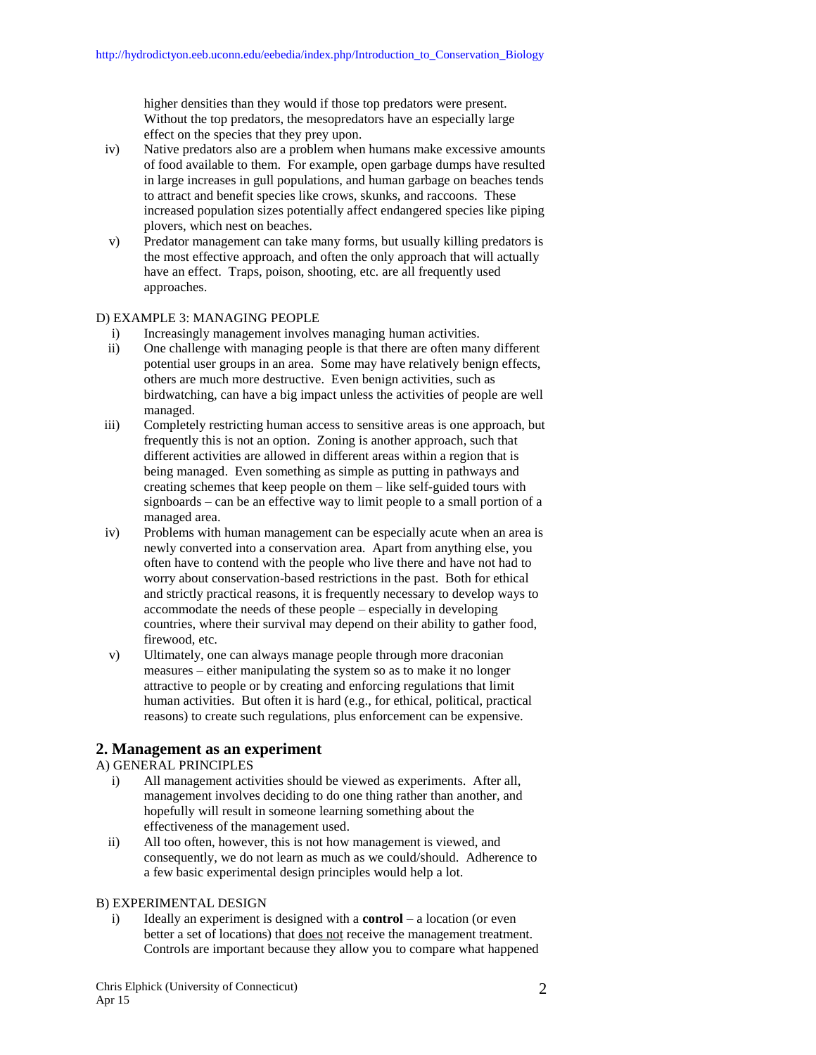higher densities than they would if those top predators were present. Without the top predators, the mesopredators have an especially large effect on the species that they prey upon.

iv) Native predators also are a problem when humans make excessive amounts of food available to them. For example, open garbage dumps have resulted in large increases in gull populations, and human garbage on beaches tends to attract and benefit species like crows, skunks, and raccoons. These increased population sizes potentially affect endangered species like piping plovers, which nest on beaches.

v) Predator management can take many forms, but usually killing predators is the most effective approach, and often the only approach that will actually have an effect. Traps, poison, shooting, etc. are all frequently used approaches.

D) EXAMPLE 3: MANAGING PEOPLE

i) Increasingly management involves managing human activities.

ii) One challenge with managing people is that there are often many different potential user groups in an area. Some may have relatively benign effects, others are much more destructive. Even benign activities, such as birdwatching, can have a big impact unless the activities of people are well managed.

iii) Completely restricting human access to sensitive areas is one approach, but frequently this is not an option. Zoning is another approach, such that different activities are allowed in different areas within a region that is being managed. Even something as simple as putting in pathways and creating schemes that keep people on them – like self-guided tours with signboards – can be an effective way to limit people to a small portion of a managed area.

iv) Problems with human management can be especially acute when an area is newly converted into a conservation area. Apart from anything else, you often have to contend with the people who live there and have not had to worry about conservation-based restrictions in the past. Both for ethical and strictly practical reasons, it is frequently necessary to develop ways to accommodate the needs of these people – especially in developing countries, where their survival may depend on their ability to gather food, firewood, etc.

v) Ultimately, one can always manage people through more draconian measures – either manipulating the system so as to make it no longer attractive to people or by creating and enforcing regulations that limit human activities. But often it is hard (e.g., for ethical, political, practical reasons) to create such regulations, plus enforcement can be expensive.

## 2. Management as an experiment

A) GENERAL PRINCIPLES

i) All management activities should be viewed as experiments. After all, management involves deciding to do one thing rather than another, and hopefully will result in someone learning something about the effectiveness of the management used.

ii) All too often, however, this is not how management is viewed, and consequently, we do not learn as much as we could/should. Adherence to a few basic experimental design principles would help a lot.

B) EXPERIMENTAL DESIGN

i) Ideally an experiment is designed with a **control** – a location (or even better a set of locations) that <u>does not</u> receive the management treatment. Controls are important because they allow you to compare what happened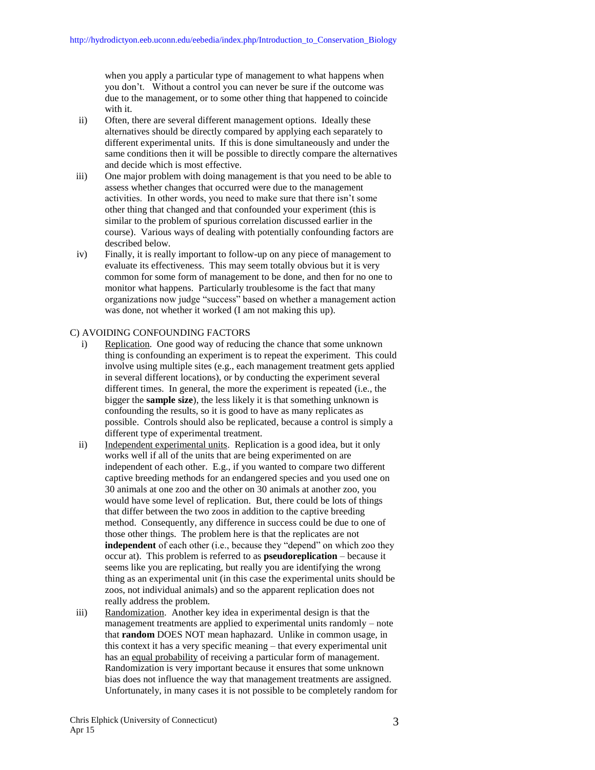when you apply a particular type of management to what happens when you don't. Without a control you can never be sure if the outcome was due to the management, or to some other thing that happened to coincide with it.

ii) Often, there are several different management options. Ideally these alternatives should be directly compared by applying each separately to different experimental units. If this is done simultaneously and under the same conditions then it will be possible to directly compare the alternatives and decide which is most effective.

iii) One major problem with doing management is that you need to be able to assess whether changes that occurred were due to the management activities. In other words, you need to make sure that there isn't some other thing that changed and that confounded your experiment (this is similar to the problem of spurious correlation discussed earlier in the course). Various ways of dealing with potentially confounding factors are described below.

iv) Finally, it is really important to follow-up on any piece of management to evaluate its effectiveness. This may seem totally obvious but it is very common for some form of management to be done, and then for no one to monitor what happens. Particularly troublesome is the fact that many organizations now judge "success" based on whether a management action was done, not whether it worked (I am not making this up).

C) AVOIDING CONFOUNDING FACTORS

i) Replication. One good way of reducing the chance that some unknown thing is confounding an experiment is to repeat the experiment. This could involve using multiple sites (e.g., each management treatment gets applied in several different locations), or by conducting the experiment several different times. In general, the more the experiment is repeated (i.e., the bigger the **sample size**), the less likely it is that something unknown is confounding the results, so it is good to have as many replicates as possible. Controls should also be replicated, because a control is simply a different type of experimental treatment.

ii) Independent experimental units. Replication is a good idea, but it only works well if all of the units that are being experimented on are independent of each other. E.g., if you wanted to compare two different captive breeding methods for an endangered species and you used one on 30 animals at one zoo and the other on 30 animals at another zoo, you would have some level of replication. But, there could be lots of things that differ between the two zoos in addition to the captive breeding method. Consequently, any difference in success could be due to one of those other things. The problem here is that the replicates are not **independent** of each other (i.e., because they "depend" on which zoo they occur at). This problem is referred to as **pseudoreplication** – because it seems like you are replicating, but really you are identifying the wrong thing as an experimental unit (in this case the experimental units should be zoos, not individual animals) and so the apparent replication does not really address the problem.

iii) Randomization. Another key idea in experimental design is that the management treatments are applied to experimental units randomly – note that **random** DOES NOT mean haphazard. Unlike in common usage, in this context it has a very specific meaning – that every experimental unit has an equal probability of receiving a particular form of management. Randomization is very important because it ensures that some unknown bias does not influence the way that management treatments are assigned. Unfortunately, in many cases it is not possible to be completely random for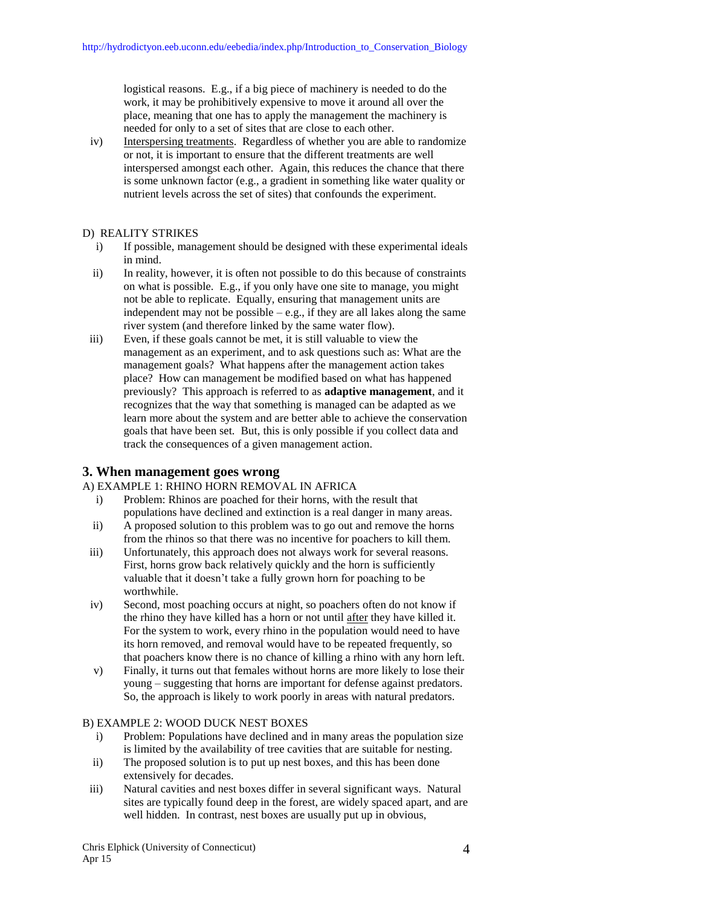logical reasons. E.g., if a big piece of machinery is needed to do the work, it may be prohibitively expensive to move it around all over the place, meaning that one has to apply the management the machinery is needed for only to a set of sites that are close to each other.

iv) Interspersing treatments. Regardless of whether you are able to randomize or not, it is important to ensure that the different treatments are well interspersed amongst each other. Again, this reduces the chance that there is some unknown factor (e.g., a gradient in something like water quality or nutrient levels across the set of sites) that confounds the experiment.

D) REALITY STRIKES

i) If possible, management should be designed with these experimental ideals in mind.

ii) In reality, however, it is often not possible to do this because of constraints on what is possible. E.g., if you only have one site to manage, you might not be able to replicate. Equally, ensuring that management units are independent may not be possible – e.g., if they are all lakes along the same river system (and therefore linked by the same water flow).

iii) Even, if these goals cannot be met, it is still valuable to view the management as an experiment, and to ask questions such as: What are the management goals? What happens after the management action takes place? How can management be modified based on what has happened previously? This approach is referred to as **adaptive management**, and it recognizes that the way that something is managed can be adapted as we learn more about the system and are better able to achieve the conservation goals that have been set. But, this is only possible if you collect data and track the consequences of a given management action.

## 3. When management goes wrong

A) EXAMPLE 1: RHINO HORN REMOVAL IN AFRICA

i) Problem: Rhinos are poached for their horns, with the result that populations have declined and extinction is a real danger in many areas.

ii) A proposed solution to this problem was to go out and remove the horns from the rhinos so that there was no incentive for poachers to kill them.

iii) Unfortunately, this approach does not always work for several reasons. First, horns grow back relatively quickly and the horn is sufficiently valuable that it doesn't take a fully grown horn for poaching to be worthwhile.

iv) Second, most poaching occurs at night, so poachers often do not know if the rhino they have killed has a horn or not until after they have killed it. For the system to work, every rhino in the population would need to have its horn removed, and removal would have to be repeated frequently, so that poachers know there is no chance of killing a rhino with any horn left.

v) Finally, it turns out that females without horns are more likely to lose their young – suggesting that horns are important for defense against predators. So, the approach is likely to work poorly in areas with natural predators.

B) EXAMPLE 2: WOOD DUCK NEST BOXES

i) Problem: Populations have declined and in many areas the population size is limited by the availability of tree cavities that are suitable for nesting.

ii) The proposed solution is to put up nest boxes, and this has been done extensively for decades.

iii) Natural cavities and nest boxes differ in several significant ways. Natural sites are typically found deep in the forest, are widely spaced apart, and are well hidden. In contrast, nest boxes are usually put up in obvious,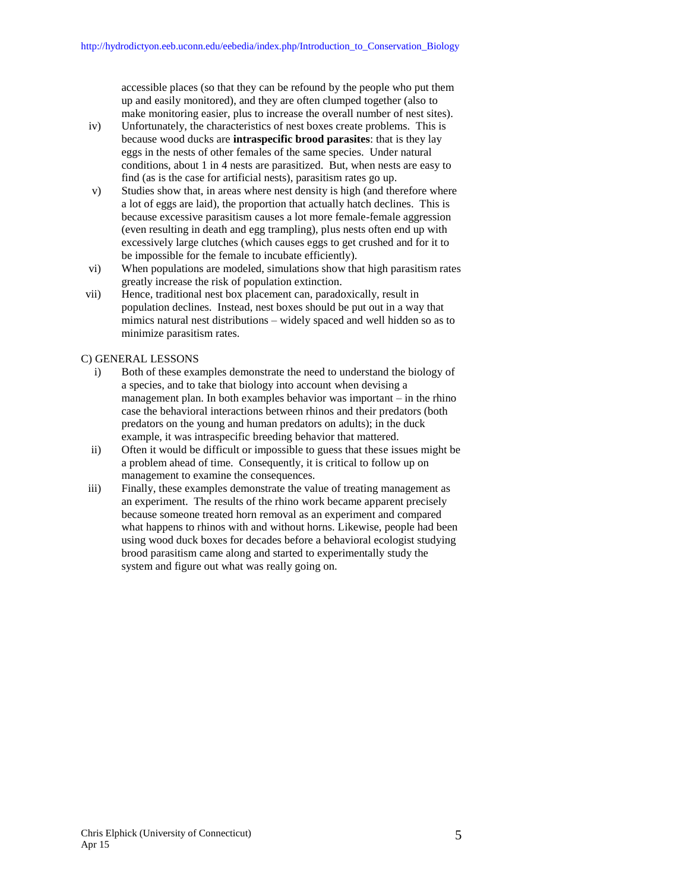accessible places (so that they can be refound by the people who put them up and easily monitored), and they are often clumped together (also to make monitoring easier, plus to increase the overall number of nest sites).

iv) Unfortunately, the characteristics of nest boxes create problems. This is because wood ducks are **intraspecific brood parasites**: that is they lay eggs in the nests of other females of the same species. Under natural conditions, about 1 in 4 nests are parasitized. But, when nests are easy to find (as is the case for artificial nests), parasitism rates go up.

v) Studies show that, in areas where nest density is high (and therefore where a lot of eggs are laid), the proportion that actually hatch declines. This is because excessive parasitism causes a lot more female-female aggression (even resulting in death and egg trampling), plus nests often end up with excessively large clutches (which causes eggs to get crushed and for it to be impossible for the female to incubate efficiently).

vi) When populations are modeled, simulations show that high parasitism rates greatly increase the risk of population extinction.

vii) Hence, traditional nest box placement can, paradoxically, result in population declines. Instead, nest boxes should be put out in a way that mimics natural nest distributions – widely spaced and well hidden so as to minimize parasitism rates.

C) GENERAL LESSONS

i) Both of these examples demonstrate the need to understand the biology of a species, and to take that biology into account when devising a management plan. In both examples behavior was important – in the rhino case the behavioral interactions between rhinos and their predators (both predators on the young and human predators on adults); in the duck example, it was intraspecific breeding behavior that mattered.

ii) Often it would be difficult or impossible to guess that these issues might be a problem ahead of time. Consequently, it is critical to follow up on management to examine the consequences.

iii) Finally, these examples demonstrate the value of treating management as an experiment. The results of the rhino work became apparent precisely because someone treated horn removal as an experiment and compared what happens to rhinos with and without horns. Likewise, people had been using wood duck boxes for decades before a behavioral ecologist studying brood parasitism came along and started to experimentally study the system and figure out what was really going on.